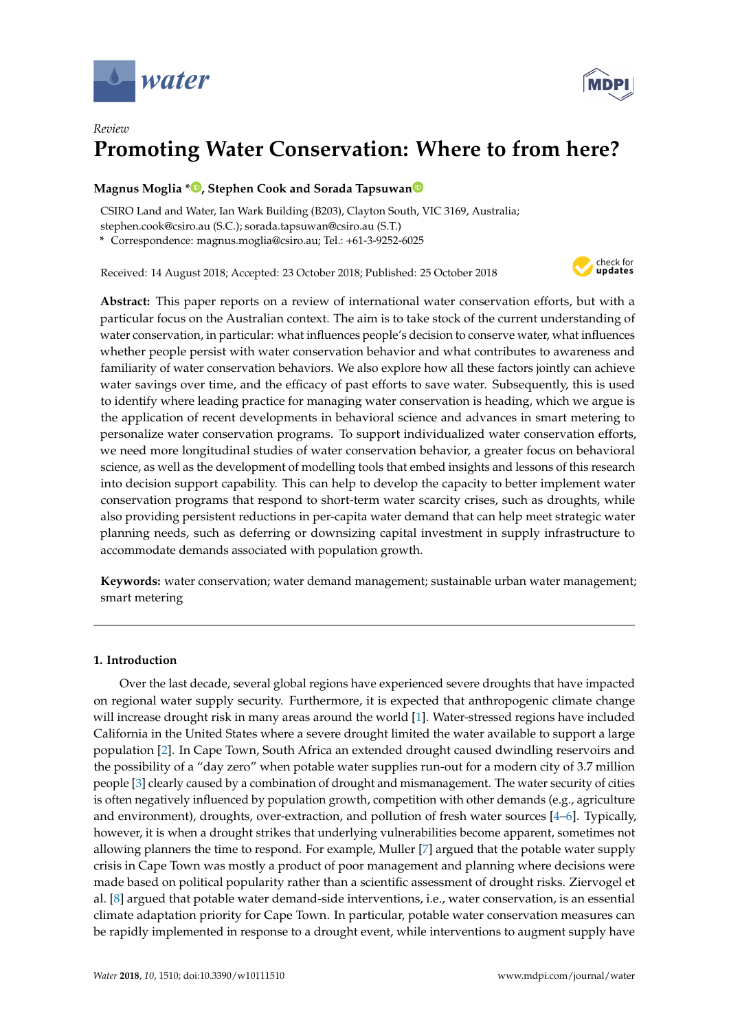*Review*

# Promoting Water Conservation: Where to from here?

**Magnus Moglia \*, Stephen Cook and Sorada Tapsuwan**

CSIRO Land and Water, Ian Wark Building (B203), Clayton South, VIC 3169, Australia; stephen.cook@csiro.au (S.C.); sorada.tapsuwan@csiro.au (S.T.)
\* Correspondence: magnus.moglia@csiro.au; Tel.: +61-3-9252-6025

Received: 14 August 2018; Accepted: 23 October 2018; Published: 25 October 2018

**Abstract:** This paper reports on a review of international water conservation efforts, but with a particular focus on the Australian context. The aim is to take stock of the current understanding of water conservation, in particular: what influences people's decision to conserve water, what influences whether people persist with water conservation behavior and what contributes to awareness and familiarity of water conservation behaviors. We also explore how all these factors jointly can achieve water savings over time, and the efficacy of past efforts to save water. Subsequently, this is used to identify where leading practice for managing water conservation is heading, which we argue is the application of recent developments in behavioral science and advances in smart metering to personalize water conservation programs. To support individualized water conservation efforts, we need more longitudinal studies of water conservation behavior, a greater focus on behavioral science, as well as the development of modelling tools that embed insights and lessons of this research into decision support capability. This can help to develop the capacity to better implement water conservation programs that respond to short-term water scarcity crises, such as droughts, while also providing persistent reductions in per-capita water demand that can help meet strategic water planning needs, such as deferring or downsizing capital investment in supply infrastructure to accommodate demands associated with population growth.

**Keywords:** water conservation; water demand management; sustainable urban water management; smart metering

## 1. Introduction

Over the last decade, several global regions have experienced severe droughts that have impacted on regional water supply security. Furthermore, it is expected that anthropogenic climate change will increase drought risk in many areas around the world [1]. Water-stressed regions have included California in the United States where a severe drought limited the water available to support a large population [2]. In Cape Town, South Africa an extended drought caused dwindling reservoirs and the possibility of a "day zero" when potable water supplies run-out for a modern city of 3.7 million people [3] clearly caused by a combination of drought and mismanagement. The water security of cities is often negatively influenced by population growth, competition with other demands (e.g., agriculture and environment), droughts, over-extraction, and pollution of fresh water sources [4–6]. Typically, however, it is when a drought strikes that underlying vulnerabilities become apparent, sometimes not allowing planners the time to respond. For example, Muller [7] argued that the potable water supply crisis in Cape Town was mostly a product of poor management and planning where decisions were made based on political popularity rather than a scientific assessment of drought risks. Ziervogel et al. [8] argued that potable water demand-side interventions, i.e., water conservation, is an essential climate adaptation priority for Cape Town. In particular, potable water conservation measures can be rapidly implemented in response to a drought event, while interventions to augment supply have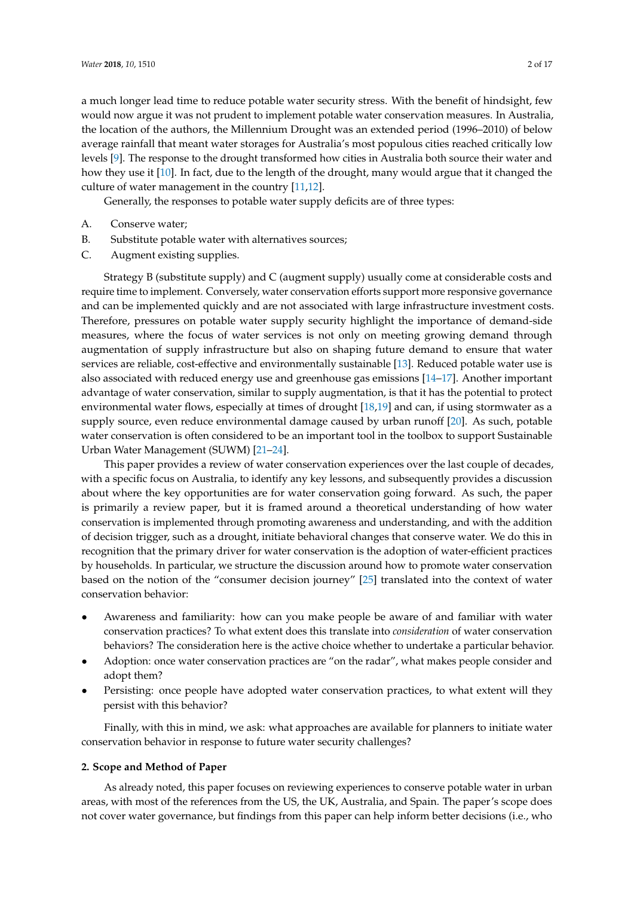a much longer lead time to reduce potable water security stress. With the benefit of hindsight, few would now argue it was not prudent to implement potable water conservation measures. In Australia, the location of the authors, the Millennium Drought was an extended period (1996–2010) of below average rainfall that meant water storages for Australia's most populous cities reached critically low levels [9]. The response to the drought transformed how cities in Australia both source their water and how they use it [10]. In fact, due to the length of the drought, many would argue that it changed the culture of water management in the country [11,12].

Generally, the responses to potable water supply deficits are of three types:

A. Conserve water;
B. Substitute potable water with alternatives sources;
C. Augment existing supplies.

Strategy B (substitute supply) and C (augment supply) usually come at considerable costs and require time to implement. Conversely, water conservation efforts support more responsive governance and can be implemented quickly and are not associated with large infrastructure investment costs. Therefore, pressures on potable water supply security highlight the importance of demand-side measures, where the focus of water services is not only on meeting growing demand through augmentation of supply infrastructure but also on shaping future demand to ensure that water services are reliable, cost-effective and environmentally sustainable [13]. Reduced potable water use is also associated with reduced energy use and greenhouse gas emissions [14–17]. Another important advantage of water conservation, similar to supply augmentation, is that it has the potential to protect environmental water flows, especially at times of drought [18,19] and can, if using stormwater as a supply source, even reduce environmental damage caused by urban runoff [20]. As such, potable water conservation is often considered to be an important tool in the toolbox to support Sustainable Urban Water Management (SUWM) [21–24].

This paper provides a review of water conservation experiences over the last couple of decades, with a specific focus on Australia, to identify any key lessons, and subsequently provides a discussion about where the key opportunities are for water conservation going forward. As such, the paper is primarily a review paper, but it is framed around a theoretical understanding of how water conservation is implemented through promoting awareness and understanding, and with the addition of decision trigger, such as a drought, initiate behavioral changes that conserve water. We do this in recognition that the primary driver for water conservation is the adoption of water-efficient practices by households. In particular, we structure the discussion around how to promote water conservation based on the notion of the "consumer decision journey" [25] translated into the context of water conservation behavior:

- Awareness and familiarity: how can you make people be aware of and familiar with water conservation practices? To what extent does this translate into *consideration* of water conservation behaviors? The consideration here is the active choice whether to undertake a particular behavior.
- Adoption: once water conservation practices are "on the radar", what makes people consider and adopt them?
- Persisting: once people have adopted water conservation practices, to what extent will they persist with this behavior?

Finally, with this in mind, we ask: what approaches are available for planners to initiate water conservation behavior in response to future water security challenges?

## 2. Scope and Method of Paper

As already noted, this paper focuses on reviewing experiences to conserve potable water in urban areas, with most of the references from the US, the UK, Australia, and Spain. The paper's scope does not cover water governance, but findings from this paper can help inform better decisions (i.e., who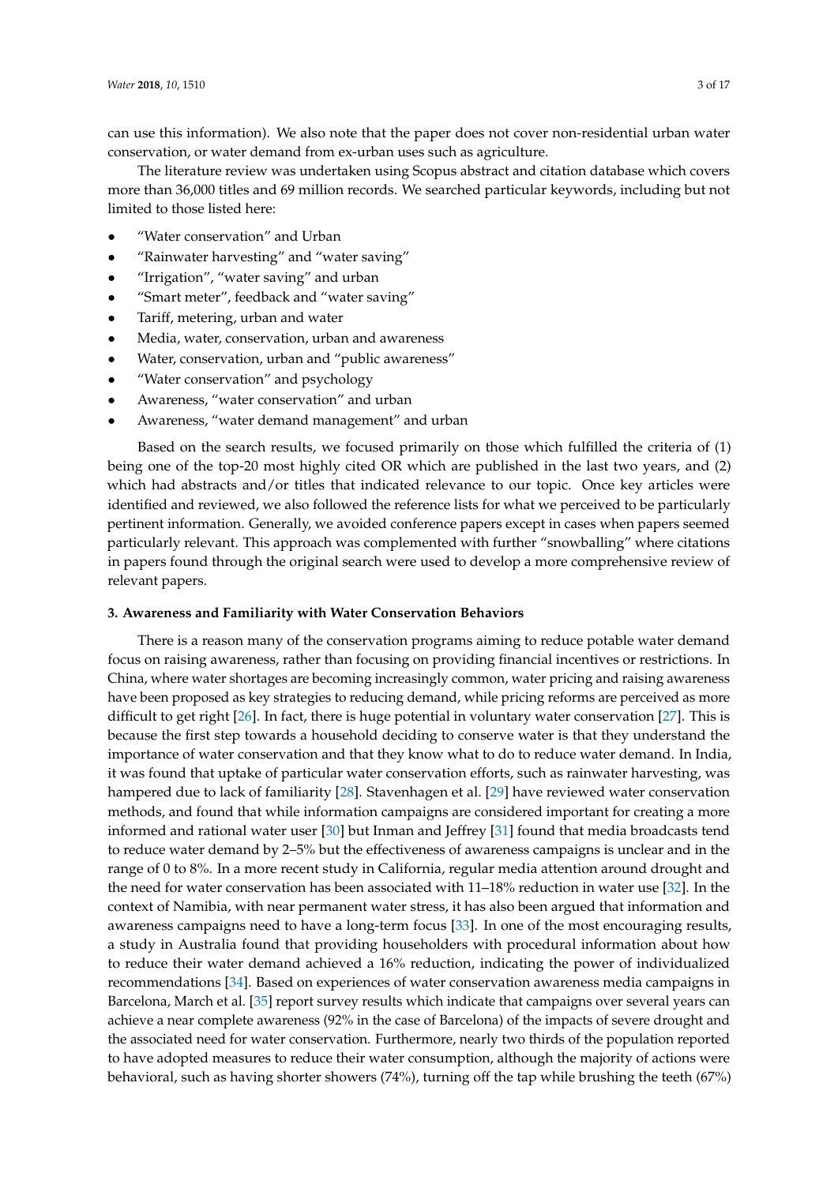can use this information). We also note that the paper does not cover non-residential urban water conservation, or water demand from ex-urban uses such as agriculture.

The literature review was undertaken using Scopus abstract and citation database which covers more than 36,000 titles and 69 million records. We searched particular keywords, including but not limited to those listed here:

- "Water conservation" and Urban
- "Rainwater harvesting" and "water saving"
- "Irrigation", "water saving" and urban
- "Smart meter", feedback and "water saving"
- Tariff, metering, urban and water
- Media, water, conservation, urban and awareness
- Water, conservation, urban and "public awareness"
- "Water conservation" and psychology
- Awareness, "water conservation" and urban
- Awareness, "water demand management" and urban

Based on the search results, we focused primarily on those which fulfilled the criteria of (1) being one of the top-20 most highly cited OR which are published in the last two years, and (2) which had abstracts and/or titles that indicated relevance to our topic. Once key articles were identified and reviewed, we also followed the reference lists for what we perceived to be particularly pertinent information. Generally, we avoided conference papers except in cases when papers seemed particularly relevant. This approach was complemented with further "snowballing" where citations in papers found through the original search were used to develop a more comprehensive review of relevant papers.

### 3. Awareness and Familiarity with Water Conservation Behaviors

There is a reason many of the conservation programs aiming to reduce potable water demand focus on raising awareness, rather than focusing on providing financial incentives or restrictions. In China, where water shortages are becoming increasingly common, water pricing and raising awareness have been proposed as key strategies to reducing demand, while pricing reforms are perceived as more difficult to get right [26]. In fact, there is huge potential in voluntary water conservation [27]. This is because the first step towards a household deciding to conserve water is that they understand the importance of water conservation and that they know what to do to reduce water demand. In India, it was found that uptake of particular water conservation efforts, such as rainwater harvesting, was hampered due to lack of familiarity [28]. Stavenhagen et al. [29] have reviewed water conservation methods, and found that while information campaigns are considered important for creating a more informed and rational water user [30] but Inman and Jeffrey [31] found that media broadcasts tend to reduce water demand by 2–5% but the effectiveness of awareness campaigns is unclear and in the range of 0 to 8%. In a more recent study in California, regular media attention around drought and the need for water conservation has been associated with 11–18% reduction in water use [32]. In the context of Namibia, with near permanent water stress, it has also been argued that information and awareness campaigns need to have a long-term focus [33]. In one of the most encouraging results, a study in Australia found that providing householders with procedural information about how to reduce their water demand achieved a 16% reduction, indicating the power of individualized recommendations [34]. Based on experiences of water conservation awareness media campaigns in Barcelona, March et al. [35] report survey results which indicate that campaigns over several years can achieve a near complete awareness (92% in the case of Barcelona) of the impacts of severe drought and the associated need for water conservation. Furthermore, nearly two thirds of the population reported to have adopted measures to reduce their water consumption, although the majority of actions were behavioral, such as having shorter showers (74%), turning off the tap while brushing the teeth (67%)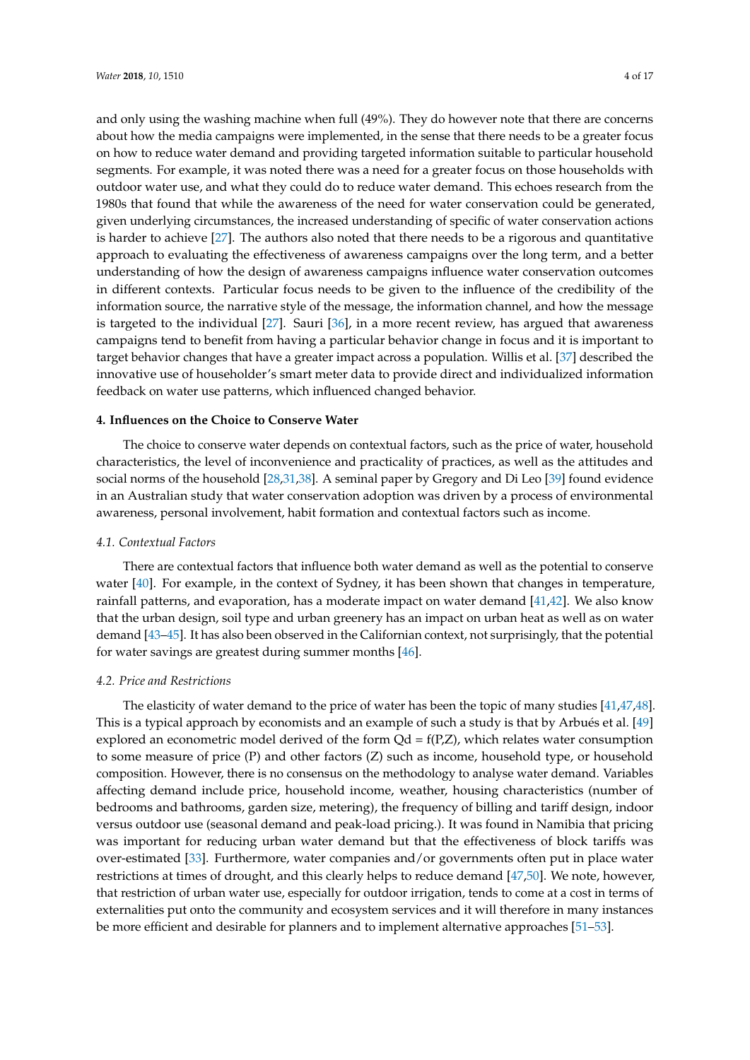and only using the washing machine when full (49%). They do however note that there are concerns about how the media campaigns were implemented, in the sense that there needs to be a greater focus on how to reduce water demand and providing targeted information suitable to particular household segments. For example, it was noted there was a need for a greater focus on those households with outdoor water use, and what they could do to reduce water demand. This echoes research from the 1980s that found that while the awareness of the need for water conservation could be generated, given underlying circumstances, the increased understanding of specific of water conservation actions is harder to achieve [27]. The authors also noted that there needs to be a rigorous and quantitative approach to evaluating the effectiveness of awareness campaigns over the long term, and a better understanding of how the design of awareness campaigns influence water conservation outcomes in different contexts. Particular focus needs to be given to the influence of the credibility of the information source, the narrative style of the message, the information channel, and how the message is targeted to the individual [27]. Sauri [36], in a more recent review, has argued that awareness campaigns tend to benefit from having a particular behavior change in focus and it is important to target behavior changes that have a greater impact across a population. Willis et al. [37] described the innovative use of householder's smart meter data to provide direct and individualized information feedback on water use patterns, which influenced changed behavior.

## 4. Influences on the Choice to Conserve Water

The choice to conserve water depends on contextual factors, such as the price of water, household characteristics, the level of inconvenience and practicality of practices, as well as the attitudes and social norms of the household [28,31,38]. A seminal paper by Gregory and Di Leo [39] found evidence in an Australian study that water conservation adoption was driven by a process of environmental awareness, personal involvement, habit formation and contextual factors such as income.

### *4.1. Contextual Factors*

There are contextual factors that influence both water demand as well as the potential to conserve water [40]. For example, in the context of Sydney, it has been shown that changes in temperature, rainfall patterns, and evaporation, has a moderate impact on water demand [41,42]. We also know that the urban design, soil type and urban greenery has an impact on urban heat as well as on water demand [43–45]. It has also been observed in the Californian context, not surprisingly, that the potential for water savings are greatest during summer months [46].

### *4.2. Price and Restrictions*

The elasticity of water demand to the price of water has been the topic of many studies [41,47,48]. This is a typical approach by economists and an example of such a study is that by Arbués et al. [49] explored an econometric model derived of the form Qd = f(P,Z), which relates water consumption to some measure of price (P) and other factors (Z) such as income, household type, or household composition. However, there is no consensus on the methodology to analyse water demand. Variables affecting demand include price, household income, weather, housing characteristics (number of bedrooms and bathrooms, garden size, metering), the frequency of billing and tariff design, indoor versus outdoor use (seasonal demand and peak-load pricing.). It was found in Namibia that pricing was important for reducing urban water demand but that the effectiveness of block tariffs was over-estimated [33]. Furthermore, water companies and/or governments often put in place water restrictions at times of drought, and this clearly helps to reduce demand [47,50]. We note, however, that restriction of urban water use, especially for outdoor irrigation, tends to come at a cost in terms of externalities put onto the community and ecosystem services and it will therefore in many instances be more efficient and desirable for planners and to implement alternative approaches [51–53].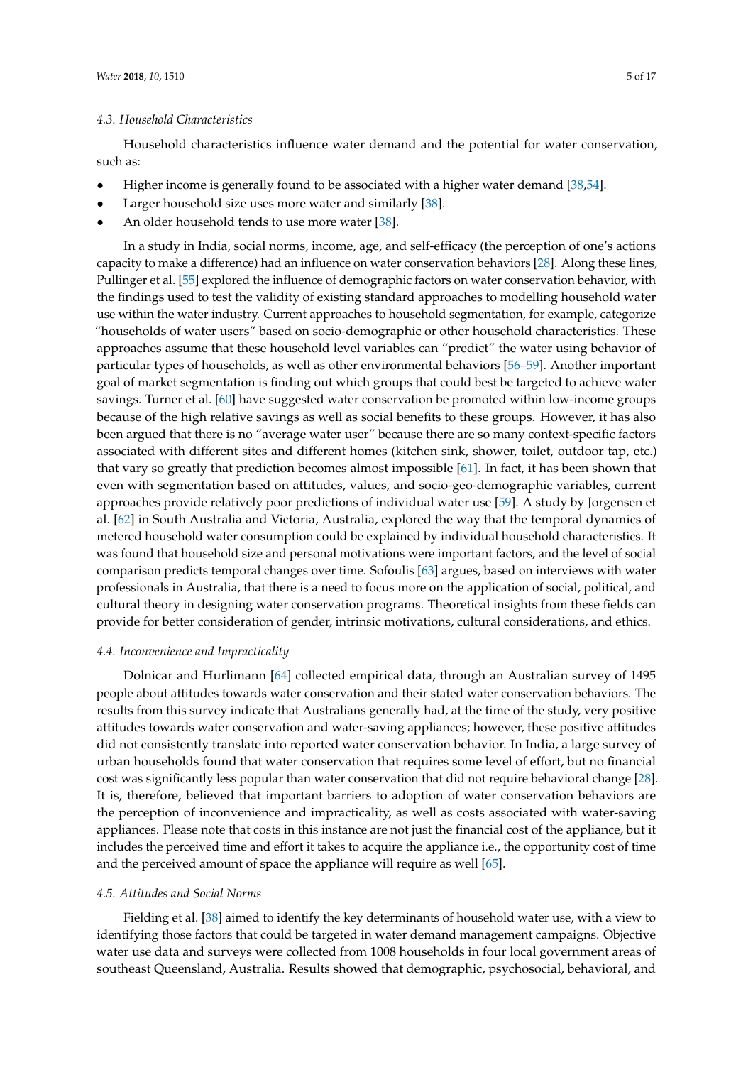### 4.3. Household Characteristics

Household characteristics influence water demand and the potential for water conservation, such as:

- Higher income is generally found to be associated with a higher water demand [38,54].
- Larger household size uses more water and similarly [38].
- An older household tends to use more water [38].

In a study in India, social norms, income, age, and self-efficacy (the perception of one's actions capacity to make a difference) had an influence on water conservation behaviors [28]. Along these lines, Pullinger et al. [55] explored the influence of demographic factors on water conservation behavior, with the findings used to test the validity of existing standard approaches to modelling household water use within the water industry. Current approaches to household segmentation, for example, categorize "households of water users" based on socio-demographic or other household characteristics. These approaches assume that these household level variables can "predict" the water using behavior of particular types of households, as well as other environmental behaviors [56–59]. Another important goal of market segmentation is finding out which groups that could best be targeted to achieve water savings. Turner et al. [60] have suggested water conservation be promoted within low-income groups because of the high relative savings as well as social benefits to these groups. However, it has also been argued that there is no "average water user" because there are so many context-specific factors associated with different sites and different homes (kitchen sink, shower, toilet, outdoor tap, etc.) that vary so greatly that prediction becomes almost impossible [61]. In fact, it has been shown that even with segmentation based on attitudes, values, and socio-geo-demographic variables, current approaches provide relatively poor predictions of individual water use [59]. A study by Jorgensen et al. [62] in South Australia and Victoria, Australia, explored the way that the temporal dynamics of metered household water consumption could be explained by individual household characteristics. It was found that household size and personal motivations were important factors, and the level of social comparison predicts temporal changes over time. Sofoulis [63] argues, based on interviews with water professionals in Australia, that there is a need to focus more on the application of social, political, and cultural theory in designing water conservation programs. Theoretical insights from these fields can provide for better consideration of gender, intrinsic motivations, cultural considerations, and ethics.

### 4.4. Inconvenience and Impracticality

Dolnicar and Hurlimann [64] collected empirical data, through an Australian survey of 1495 people about attitudes towards water conservation and their stated water conservation behaviors. The results from this survey indicate that Australians generally had, at the time of the study, very positive attitudes towards water conservation and water-saving appliances; however, these positive attitudes did not consistently translate into reported water conservation behavior. In India, a large survey of urban households found that water conservation that requires some level of effort, but no financial cost was significantly less popular than water conservation that did not require behavioral change [28]. It is, therefore, believed that important barriers to adoption of water conservation behaviors are the perception of inconvenience and impracticality, as well as costs associated with water-saving appliances. Please note that costs in this instance are not just the financial cost of the appliance, but it includes the perceived time and effort it takes to acquire the appliance i.e., the opportunity cost of time and the perceived amount of space the appliance will require as well [65].

### 4.5. Attitudes and Social Norms

Fielding et al. [38] aimed to identify the key determinants of household water use, with a view to identifying those factors that could be targeted in water demand management campaigns. Objective water use data and surveys were collected from 1008 households in four local government areas of southeast Queensland, Australia. Results showed that demographic, psychosocial, behavioral, and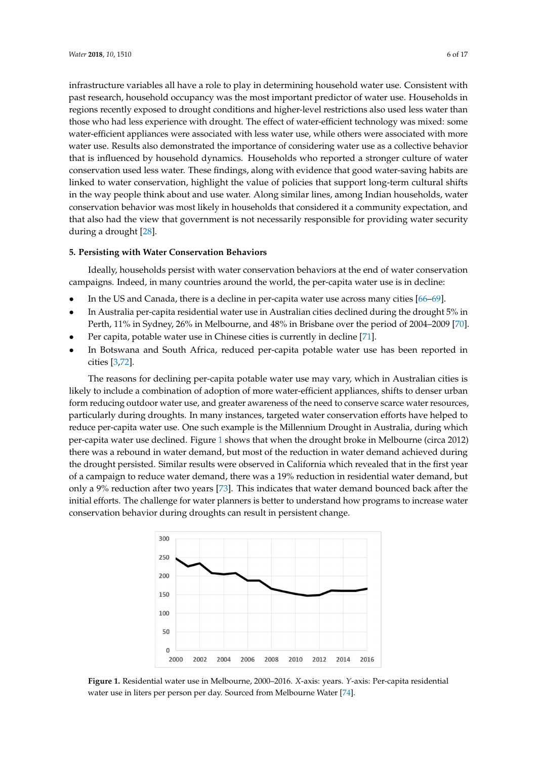infrastructure variables all have a role to play in determining household water use. Consistent with past research, household occupancy was the most important predictor of water use. Households in regions recently exposed to drought conditions and higher-level restrictions also used less water than those who had less experience with drought. The effect of water-efficient technology was mixed: some water-efficient appliances were associated with less water use, while others were associated with more water use. Results also demonstrated the importance of considering water use as a collective behavior that is influenced by household dynamics. Households who reported a stronger culture of water conservation used less water. These findings, along with evidence that good water-saving habits are linked to water conservation, highlight the value of policies that support long-term cultural shifts in the way people think about and use water. Along similar lines, among Indian households, water conservation behavior was most likely in households that considered it a community expectation, and that also had the view that government is not necessarily responsible for providing water security during a drought [28].

## 5. Persisting with Water Conservation Behaviors

Ideally, households persist with water conservation behaviors at the end of water conservation campaigns. Indeed, in many countries around the world, the per-capita water use is in decline:

- In the US and Canada, there is a decline in per-capita water use across many cities [66–69].
- In Australia per-capita residential water use in Australian cities declined during the drought 5% in Perth, 11% in Sydney, 26% in Melbourne, and 48% in Brisbane over the period of 2004–2009 [70].
- Per capita, potable water use in Chinese cities is currently in decline [71].
- In Botswana and South Africa, reduced per-capita potable water use has been reported in cities [3,72].

The reasons for declining per-capita potable water use may vary, which in Australian cities is likely to include a combination of adoption of more water-efficient appliances, shifts to denser urban form reducing outdoor water use, and greater awareness of the need to conserve scarce water resources, particularly during droughts. In many instances, targeted water conservation efforts have helped to reduce per-capita water use. One such example is the Millennium Drought in Australia, during which per-capita water use declined. Figure 1 shows that when the drought broke in Melbourne (circa 2012) there was a rebound in water demand, but most of the reduction in water demand achieved during the drought persisted. Similar results were observed in California which revealed that in the first year of a campaign to reduce water demand, there was a 19% reduction in residential water demand, but only a 9% reduction after two years [73]. This indicates that water demand bounced back after the initial efforts. The challenge for water planners is better to understand how programs to increase water conservation behavior during droughts can result in persistent change.

**Figure 1.** Residential water use in Melbourne, 2000–2016. *X*-axis: years. *Y*-axis: Per-capita residential water use in liters per person per day. Sourced from Melbourne Water [74].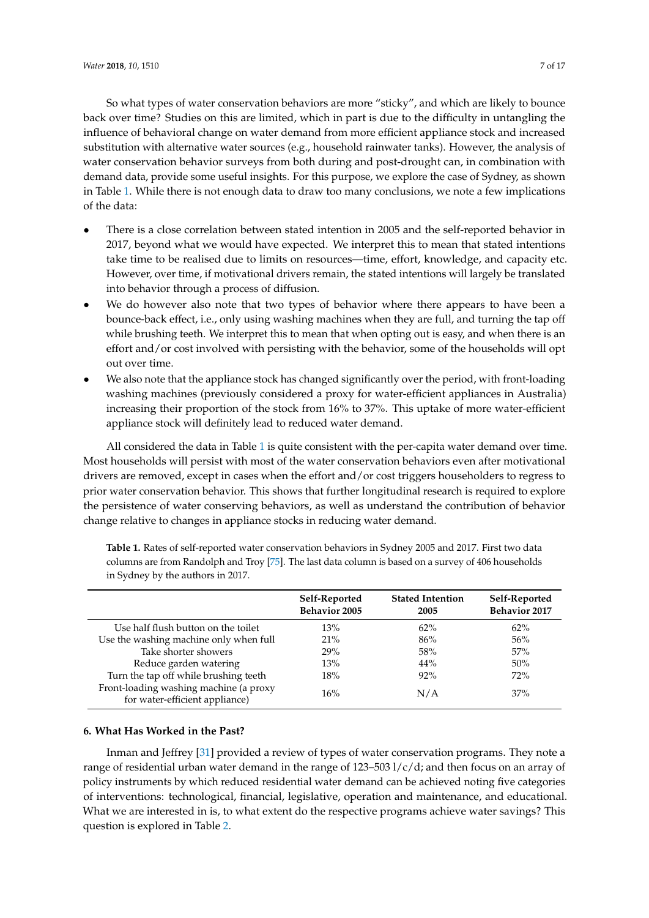So what types of water conservation behaviors are more "sticky", and which are likely to bounce back over time? Studies on this are limited, which in part is due to the difficulty in untangling the influence of behavioral change on water demand from more efficient appliance stock and increased substitution with alternative water sources (e.g., household rainwater tanks). However, the analysis of water conservation behavior surveys from both during and post-drought can, in combination with demand data, provide some useful insights. For this purpose, we explore the case of Sydney, as shown in Table 1. While there is not enough data to draw too many conclusions, we note a few implications of the data:

- There is a close correlation between stated intention in 2005 and the self-reported behavior in 2017, beyond what we would have expected. We interpret this to mean that stated intentions take time to be realised due to limits on resources—time, effort, knowledge, and capacity etc. However, over time, if motivational drivers remain, the stated intentions will largely be translated into behavior through a process of diffusion.
- We do however also note that two types of behavior where there appears to have been a bounce-back effect, i.e., only using washing machines when they are full, and turning the tap off while brushing teeth. We interpret this to mean that when opting out is easy, and when there is an effort and/or cost involved with persisting with the behavior, some of the households will opt out over time.
- We also note that the appliance stock has changed significantly over the period, with front-loading washing machines (previously considered a proxy for water-efficient appliances in Australia) increasing their proportion of the stock from 16% to 37%. This uptake of more water-efficient appliance stock will definitely lead to reduced water demand.

All considered the data in Table 1 is quite consistent with the per-capita water demand over time. Most households will persist with most of the water conservation behaviors even after motivational drivers are removed, except in cases when the effort and/or cost triggers householders to regress to prior water conservation behavior. This shows that further longitudinal research is required to explore the persistence of water conserving behaviors, as well as understand the contribution of behavior change relative to changes in appliance stocks in reducing water demand.

**Table 1.** Rates of self-reported water conservation behaviors in Sydney 2005 and 2017. First two data columns are from Randolph and Troy [75]. The last data column is based on a survey of 406 households in Sydney by the authors in 2017.

| | Self-Reported Behavior 2005 | Stated Intention 2005 | Self-Reported Behavior 2017 |
|---|---|---|---|
| Use half flush button on the toilet | 13% | 62% | 62% |
| Use the washing machine only when full | 21% | 86% | 56% |
| Take shorter showers | 29% | 58% | 57% |
| Reduce garden watering | 13% | 44% | 50% |
| Turn the tap off while brushing teeth | 18% | 92% | 72% |
| Front-loading washing machine (a proxy for water-efficient appliance) | 16% | N/A | 37% |

## 6. What Has Worked in the Past?

Inman and Jeffrey [31] provided a review of types of water conservation programs. They note a range of residential urban water demand in the range of 123–503 l/c/d; and then focus on an array of policy instruments by which reduced residential water demand can be achieved noting five categories of interventions: technological, financial, legislative, operation and maintenance, and educational. What we are interested in is, to what extent do the respective programs achieve water savings? This question is explored in Table 2.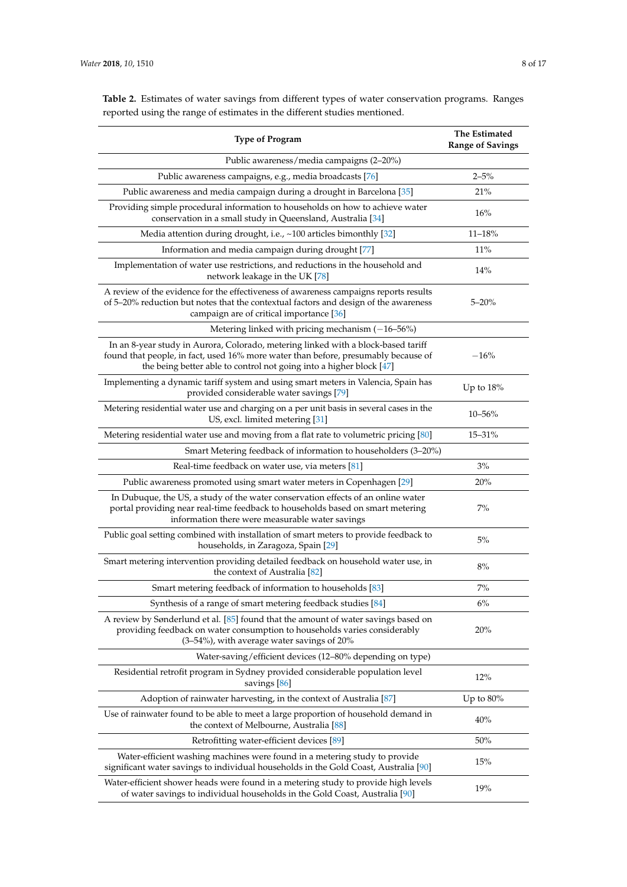**Table 2.** Estimates of water savings from different types of water conservation programs. Ranges reported using the range of estimates in the different studies mentioned.

| Type of Program | The Estimated Range of Savings |
|---|---|
| Public awareness/media campaigns (2–20%) | |
| Public awareness campaigns, e.g., media broadcasts [76] | 2–5% |
| Public awareness and media campaign during a drought in Barcelona [35] | 21% |
| Providing simple procedural information to households on how to achieve water conservation in a small study in Queensland, Australia [34] | 16% |
| Media attention during drought, i.e., ~100 articles bimonthly [32] | 11–18% |
| Information and media campaign during drought [77] | 11% |
| Implementation of water use restrictions, and reductions in the household and network leakage in the UK [78] | 14% |
| A review of the evidence for the effectiveness of awareness campaigns reports results of 5–20% reduction but notes that the contextual factors and design of the awareness campaign are of critical importance [36] | 5–20% |
| Metering linked with pricing mechanism (−16–56%) | |
| In an 8-year study in Aurora, Colorado, metering linked with a block-based tariff found that people, in fact, used 16% more water than before, presumably because of the being better able to control not going into a higher block [47] | −16% |
| Implementing a dynamic tariff system and using smart meters in Valencia, Spain has provided considerable water savings [79] | Up to 18% |
| Metering residential water use and charging on a per unit basis in several cases in the US, excl. limited metering [31] | 10–56% |
| Metering residential water use and moving from a flat rate to volumetric pricing [80] | 15–31% |
| Smart Metering feedback of information to householders (3–20%) | |
| Real-time feedback on water use, via meters [81] | 3% |
| Public awareness promoted using smart water meters in Copenhagen [29] | 20% |
| In Dubuque, the US, a study of the water conservation effects of an online water portal providing near real-time feedback to households based on smart metering information there were measurable water savings | 7% |
| Public goal setting combined with installation of smart meters to provide feedback to households, in Zaragoza, Spain [29] | 5% |
| Smart metering intervention providing detailed feedback on household water use, in the context of Australia [82] | 8% |
| Smart metering feedback of information to households [83] | 7% |
| Synthesis of a range of smart metering feedback studies [84] | 6% |
| A review by Sønderlund et al. [85] found that the amount of water savings based on providing feedback on water consumption to households varies considerably (3–54%), with average water savings of 20% | 20% |
| Water-saving/efficient devices (12–80% depending on type) | |
| Residential retrofit program in Sydney provided considerable population level savings [86] | 12% |
| Adoption of rainwater harvesting, in the context of Australia [87] | Up to 80% |
| Use of rainwater found to be able to meet a large proportion of household demand in the context of Melbourne, Australia [88] | 40% |
| Retrofitting water-efficient devices [89] | 50% |
| Water-efficient washing machines were found in a metering study to provide significant water savings to individual households in the Gold Coast, Australia [90] | 15% |
| Water-efficient shower heads were found in a metering study to provide high levels of water savings to individual households in the Gold Coast, Australia [90] | 19% |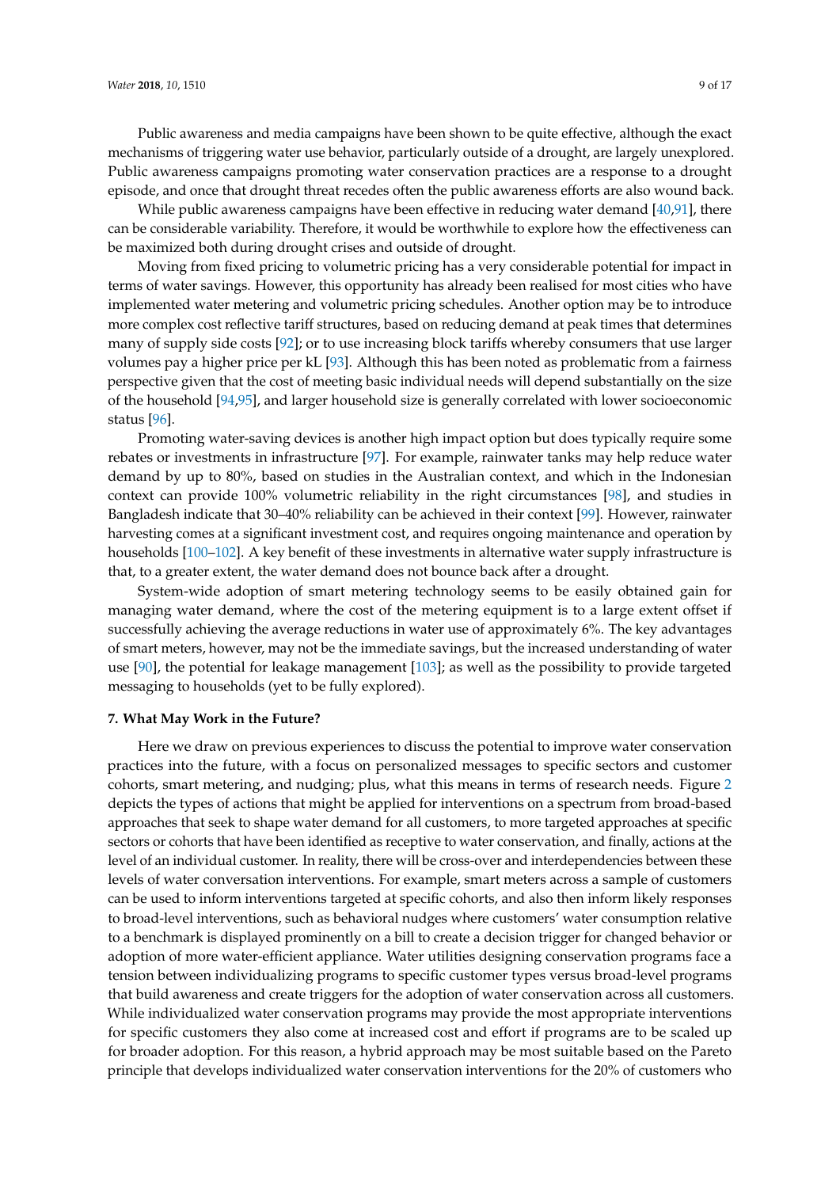Public awareness and media campaigns have been shown to be quite effective, although the exact mechanisms of triggering water use behavior, particularly outside of a drought, are largely unexplored. Public awareness campaigns promoting water conservation practices are a response to a drought episode, and once that drought threat recedes often the public awareness efforts are also wound back.

While public awareness campaigns have been effective in reducing water demand [40,91], there can be considerable variability. Therefore, it would be worthwhile to explore how the effectiveness can be maximized both during drought crises and outside of drought.

Moving from fixed pricing to volumetric pricing has a very considerable potential for impact in terms of water savings. However, this opportunity has already been realised for most cities who have implemented water metering and volumetric pricing schedules. Another option may be to introduce more complex cost reflective tariff structures, based on reducing demand at peak times that determines many of supply side costs [92]; or to use increasing block tariffs whereby consumers that use larger volumes pay a higher price per kL [93]. Although this has been noted as problematic from a fairness perspective given that the cost of meeting basic individual needs will depend substantially on the size of the household [94,95], and larger household size is generally correlated with lower socioeconomic status [96].

Promoting water-saving devices is another high impact option but does typically require some rebates or investments in infrastructure [97]. For example, rainwater tanks may help reduce water demand by up to 80%, based on studies in the Australian context, and which in the Indonesian context can provide 100% volumetric reliability in the right circumstances [98], and studies in Bangladesh indicate that 30–40% reliability can be achieved in their context [99]. However, rainwater harvesting comes at a significant investment cost, and requires ongoing maintenance and operation by households [100–102]. A key benefit of these investments in alternative water supply infrastructure is that, to a greater extent, the water demand does not bounce back after a drought.

System-wide adoption of smart metering technology seems to be easily obtained gain for managing water demand, where the cost of the metering equipment is to a large extent offset if successfully achieving the average reductions in water use of approximately 6%. The key advantages of smart meters, however, may not be the immediate savings, but the increased understanding of water use [90], the potential for leakage management [103]; as well as the possibility to provide targeted messaging to households (yet to be fully explored).

## 7. What May Work in the Future?

Here we draw on previous experiences to discuss the potential to improve water conservation practices into the future, with a focus on personalized messages to specific sectors and customer cohorts, smart metering, and nudging; plus, what this means in terms of research needs. Figure 2 depicts the types of actions that might be applied for interventions on a spectrum from broad-based approaches that seek to shape water demand for all customers, to more targeted approaches at specific sectors or cohorts that have been identified as receptive to water conservation, and finally, actions at the level of an individual customer. In reality, there will be cross-over and interdependencies between these levels of water conversation interventions. For example, smart meters across a sample of customers can be used to inform interventions targeted at specific cohorts, and also then inform likely responses to broad-level interventions, such as behavioral nudges where customers' water consumption relative to a benchmark is displayed prominently on a bill to create a decision trigger for changed behavior or adoption of more water-efficient appliance. Water utilities designing conservation programs face a tension between individualizing programs to specific customer types versus broad-level programs that build awareness and create triggers for the adoption of water conservation across all customers. While individualized water conservation programs may provide the most appropriate interventions for specific customers they also come at increased cost and effort if programs are to be scaled up for broader adoption. For this reason, a hybrid approach may be most suitable based on the Pareto principle that develops individualized water conservation interventions for the 20% of customers who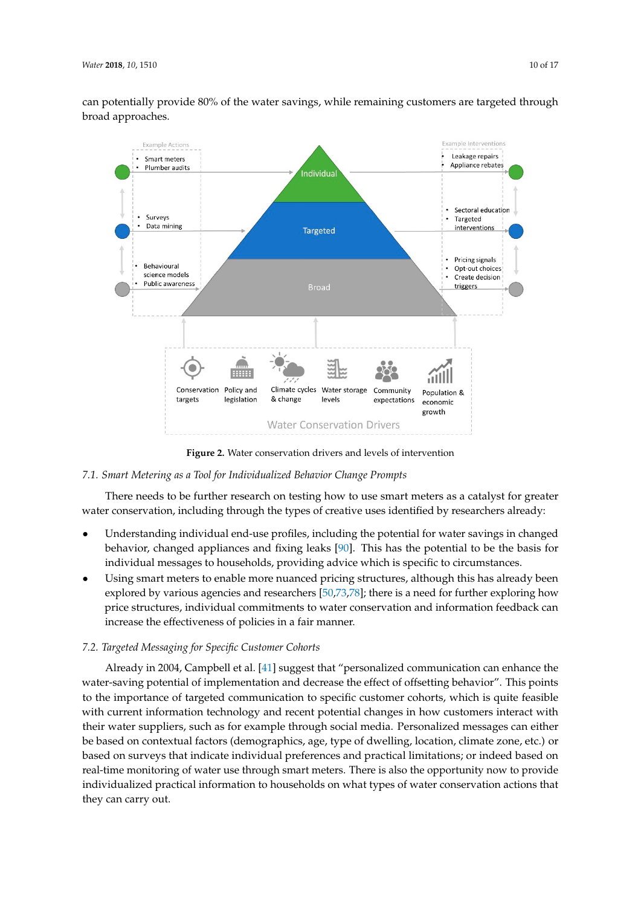can potentially provide 80% of the water savings, while remaining customers are targeted through broad approaches.

Figure 2. Water conservation drivers and levels of intervention

### 7.1. Smart Metering as a Tool for Individualized Behavior Change Prompts

There needs to be further research on testing how to use smart meters as a catalyst for greater water conservation, including through the types of creative uses identified by researchers already:

- Understanding individual end-use profiles, including the potential for water savings in changed behavior, changed appliances and fixing leaks [90]. This has the potential to be the basis for individual messages to households, providing advice which is specific to circumstances.
- Using smart meters to enable more nuanced pricing structures, although this has already been explored by various agencies and researchers [50,73,78]; there is a need for further exploring how price structures, individual commitments to water conservation and information feedback can increase the effectiveness of policies in a fair manner.

### 7.2. Targeted Messaging for Specific Customer Cohorts

Already in 2004, Campbell et al. [41] suggest that "personalized communication can enhance the water-saving potential of implementation and decrease the effect of offsetting behavior". This points to the importance of targeted communication to specific customer cohorts, which is quite feasible with current information technology and recent potential changes in how customers interact with their water suppliers, such as for example through social media. Personalized messages can either be based on contextual factors (demographics, age, type of dwelling, location, climate zone, etc.) or based on surveys that indicate individual preferences and practical limitations; or indeed based on real-time monitoring of water use through smart meters. There is also the opportunity now to provide individualized practical information to households on what types of water conservation actions that they can carry out.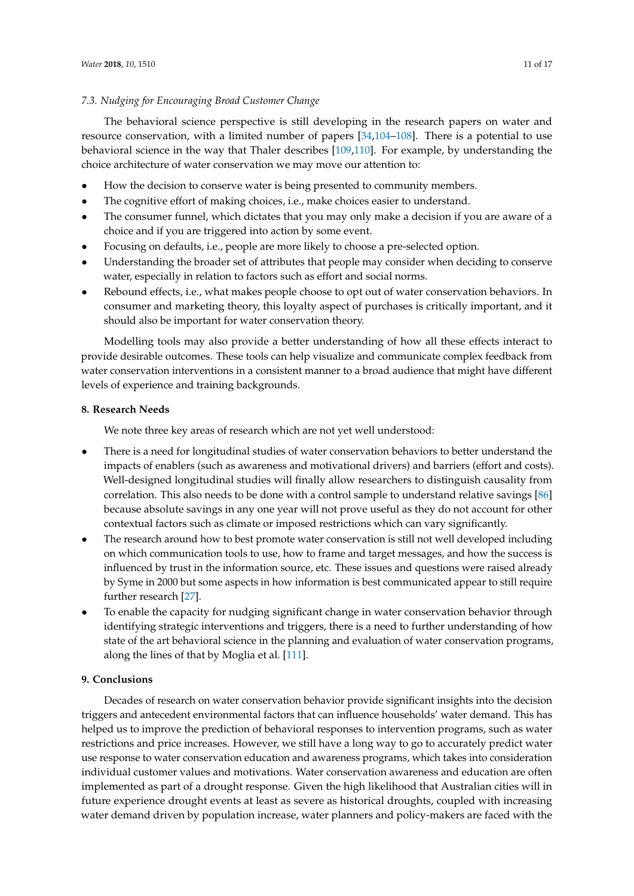### 7.3. *Nudging for Encouraging Broad Customer Change*

The behavioral science perspective is still developing in the research papers on water and resource conservation, with a limited number of papers [34,104–108]. There is a potential to use behavioral science in the way that Thaler describes [109,110]. For example, by understanding the choice architecture of water conservation we may move our attention to:

- How the decision to conserve water is being presented to community members.
- The cognitive effort of making choices, i.e., make choices easier to understand.
- The consumer funnel, which dictates that you may only make a decision if you are aware of a choice and if you are triggered into action by some event.
- Focusing on defaults, i.e., people are more likely to choose a pre-selected option.
- Understanding the broader set of attributes that people may consider when deciding to conserve water, especially in relation to factors such as effort and social norms.
- Rebound effects, i.e., what makes people choose to opt out of water conservation behaviors. In consumer and marketing theory, this loyalty aspect of purchases is critically important, and it should also be important for water conservation theory.

Modelling tools may also provide a better understanding of how all these effects interact to provide desirable outcomes. These tools can help visualize and communicate complex feedback from water conservation interventions in a consistent manner to a broad audience that might have different levels of experience and training backgrounds.

## 8. Research Needs

We note three key areas of research which are not yet well understood:

- There is a need for longitudinal studies of water conservation behaviors to better understand the impacts of enablers (such as awareness and motivational drivers) and barriers (effort and costs). Well-designed longitudinal studies will finally allow researchers to distinguish causality from correlation. This also needs to be done with a control sample to understand relative savings [86] because absolute savings in any one year will not prove useful as they do not account for other contextual factors such as climate or imposed restrictions which can vary significantly.
- The research around how to best promote water conservation is still not well developed including on which communication tools to use, how to frame and target messages, and how the success is influenced by trust in the information source, etc. These issues and questions were raised already by Syme in 2000 but some aspects in how information is best communicated appear to still require further research [27].
- To enable the capacity for nudging significant change in water conservation behavior through identifying strategic interventions and triggers, there is a need to further understanding of how state of the art behavioral science in the planning and evaluation of water conservation programs, along the lines of that by Moglia et al. [111].

## 9. Conclusions

Decades of research on water conservation behavior provide significant insights into the decision triggers and antecedent environmental factors that can influence households' water demand. This has helped us to improve the prediction of behavioral responses to intervention programs, such as water restrictions and price increases. However, we still have a long way to go to accurately predict water use response to water conservation education and awareness programs, which takes into consideration individual customer values and motivations. Water conservation awareness and education are often implemented as part of a drought response. Given the high likelihood that Australian cities will in future experience drought events at least as severe as historical droughts, coupled with increasing water demand driven by population increase, water planners and policy-makers are faced with the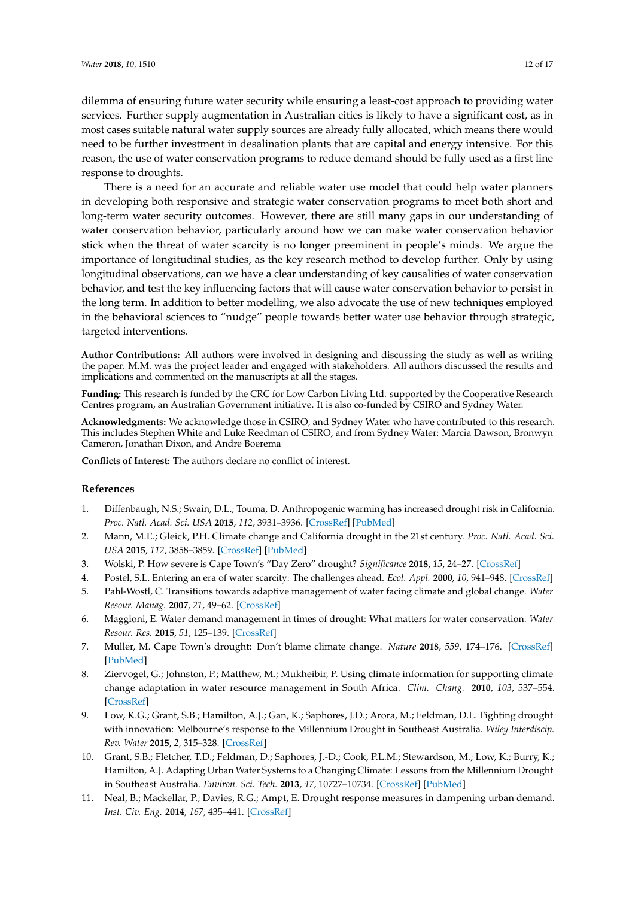dilemma of ensuring future water security while ensuring a least-cost approach to providing water services. Further supply augmentation in Australian cities is likely to have a significant cost, as in most cases suitable natural water supply sources are already fully allocated, which means there would need to be further investment in desalination plants that are capital and energy intensive. For this reason, the use of water conservation programs to reduce demand should be fully used as a first line response to droughts.

There is a need for an accurate and reliable water use model that could help water planners in developing both responsive and strategic water conservation programs to meet both short and long-term water security outcomes. However, there are still many gaps in our understanding of water conservation behavior, particularly around how we can make water conservation behavior stick when the threat of water scarcity is no longer preeminent in people's minds. We argue the importance of longitudinal studies, as the key research method to develop further. Only by using longitudinal observations, can we have a clear understanding of key causalities of water conservation behavior, and test the key influencing factors that will cause water conservation behavior to persist in the long term. In addition to better modelling, we also advocate the use of new techniques employed in the behavioral sciences to "nudge" people towards better water use behavior through strategic, targeted interventions.

**Author Contributions:** All authors were involved in designing and discussing the study as well as writing the paper. M.M. was the project leader and engaged with stakeholders. All authors discussed the results and implications and commented on the manuscripts at all the stages.

**Funding:** This research is funded by the CRC for Low Carbon Living Ltd. supported by the Cooperative Research Centres program, an Australian Government initiative. It is also co-funded by CSIRO and Sydney Water.

**Acknowledgments:** We acknowledge those in CSIRO, and Sydney Water who have contributed to this research. This includes Stephen White and Luke Reedman of CSIRO, and from Sydney Water: Marcia Dawson, Bronwyn Cameron, Jonathan Dixon, and Andre Boerema

**Conflicts of Interest:** The authors declare no conflict of interest.

## References

1. Diffenbaugh, N.S.; Swain, D.L.; Touma, D. Anthropogenic warming has increased drought risk in California. *Proc. Natl. Acad. Sci. USA* **2015**, *112*, 3931–3936. [CrossRef] [PubMed]
2. Mann, M.E.; Gleick, P.H. Climate change and California drought in the 21st century. *Proc. Natl. Acad. Sci. USA* **2015**, *112*, 3858–3859. [CrossRef] [PubMed]
3. Wolski, P. How severe is Cape Town's "Day Zero" drought? *Significance* **2018**, *15*, 24–27. [CrossRef]
4. Postel, S.L. Entering an era of water scarcity: The challenges ahead. *Ecol. Appl.* **2000**, *10*, 941–948. [CrossRef]
5. Pahl-Wostl, C. Transitions towards adaptive management of water facing climate and global change. *Water Resour. Manag.* **2007**, *21*, 49–62. [CrossRef]
6. Maggioni, E. Water demand management in times of drought: What matters for water conservation. *Water Resour. Res.* **2015**, *51*, 125–139. [CrossRef]
7. Muller, M. Cape Town's drought: Don't blame climate change. *Nature* **2018**, *559*, 174–176. [CrossRef] [PubMed]
8. Ziervogel, G.; Johnston, P.; Matthew, M.; Mukheibir, P. Using climate information for supporting climate change adaptation in water resource management in South Africa. *Clim. Chang.* **2010**, *103*, 537–554. [CrossRef]
9. Low, K.G.; Grant, S.B.; Hamilton, A.J.; Gan, K.; Saphores, J.D.; Arora, M.; Feldman, D.L. Fighting drought with innovation: Melbourne's response to the Millennium Drought in Southeast Australia. *Wiley Interdiscip. Rev. Water* **2015**, *2*, 315–328. [CrossRef]
10. Grant, S.B.; Fletcher, T.D.; Feldman, D.; Saphores, J.-D.; Cook, P.L.M.; Stewardson, M.; Low, K.; Burry, K.; Hamilton, A.J. Adapting Urban Water Systems to a Changing Climate: Lessons from the Millennium Drought in Southeast Australia. *Environ. Sci. Tech.* **2013**, *47*, 10727–10734. [CrossRef] [PubMed]
11. Neal, B.; Mackellar, P.; Davies, R.G.; Ampt, E. Drought response measures in dampening urban demand. *Inst. Civ. Eng.* **2014**, *167*, 435–441. [CrossRef]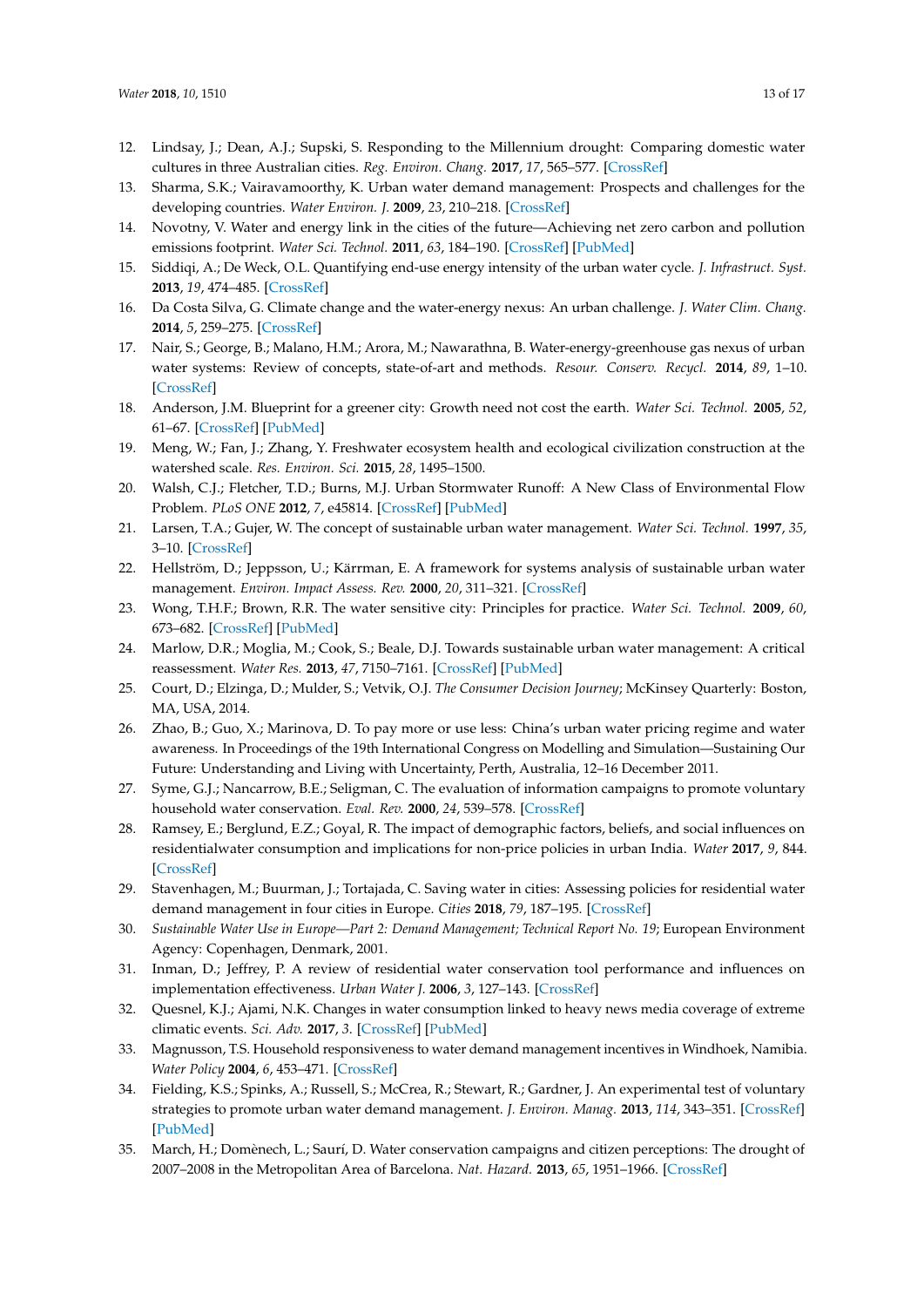12. Lindsay, J.; Dean, A.J.; Supski, S. Responding to the Millennium drought: Comparing domestic water cultures in three Australian cities. *Reg. Environ. Chang.* **2017**, *17*, 565–577. [CrossRef]
13. Sharma, S.K.; Vairavamoorthy, K. Urban water demand management: Prospects and challenges for the developing countries. *Water Environ. J.* **2009**, *23*, 210–218. [CrossRef]
14. Novotny, V. Water and energy link in the cities of the future—Achieving net zero carbon and pollution emissions footprint. *Water Sci. Technol.* **2011**, *63*, 184–190. [CrossRef] [PubMed]
15. Siddiqi, A.; De Weck, O.L. Quantifying end-use energy intensity of the urban water cycle. *J. Infrastruct. Syst.* **2013**, *19*, 474–485. [CrossRef]
16. Da Costa Silva, G. Climate change and the water-energy nexus: An urban challenge. *J. Water Clim. Chang.* **2014**, *5*, 259–275. [CrossRef]
17. Nair, S.; George, B.; Malano, H.M.; Arora, M.; Nawarathna, B. Water-energy-greenhouse gas nexus of urban water systems: Review of concepts, state-of-art and methods. *Resour. Conserv. Recycl.* **2014**, *89*, 1–10. [CrossRef]
18. Anderson, J.M. Blueprint for a greener city: Growth need not cost the earth. *Water Sci. Technol.* **2005**, *52*, 61–67. [CrossRef] [PubMed]
19. Meng, W.; Fan, J.; Zhang, Y. Freshwater ecosystem health and ecological civilization construction at the watershed scale. *Res. Environ. Sci.* **2015**, *28*, 1495–1500.
20. Walsh, C.J.; Fletcher, T.D.; Burns, M.J. Urban Stormwater Runoff: A New Class of Environmental Flow Problem. *PLoS ONE* **2012**, *7*, e45814. [CrossRef] [PubMed]
21. Larsen, T.A.; Gujer, W. The concept of sustainable urban water management. *Water Sci. Technol.* **1997**, *35*, 3–10. [CrossRef]
22. Hellström, D.; Jeppsson, U.; Kärrman, E. A framework for systems analysis of sustainable urban water management. *Environ. Impact Assess. Rev.* **2000**, *20*, 311–321. [CrossRef]
23. Wong, T.H.F.; Brown, R.R. The water sensitive city: Principles for practice. *Water Sci. Technol.* **2009**, *60*, 673–682. [CrossRef] [PubMed]
24. Marlow, D.R.; Moglia, M.; Cook, S.; Beale, D.J. Towards sustainable urban water management: A critical reassessment. *Water Res.* **2013**, *47*, 7150–7161. [CrossRef] [PubMed]
25. Court, D.; Elzinga, D.; Mulder, S.; Vetvik, O.J. *The Consumer Decision Journey*; McKinsey Quarterly: Boston, MA, USA, 2014.
26. Zhao, B.; Guo, X.; Marinova, D. To pay more or use less: China's urban water pricing regime and water awareness. In Proceedings of the 19th International Congress on Modelling and Simulation—Sustaining Our Future: Understanding and Living with Uncertainty, Perth, Australia, 12–16 December 2011.
27. Syme, G.J.; Nancarrow, B.E.; Seligman, C. The evaluation of information campaigns to promote voluntary household water conservation. *Eval. Rev.* **2000**, *24*, 539–578. [CrossRef]
28. Ramsey, E.; Berglund, E.Z.; Goyal, R. The impact of demographic factors, beliefs, and social influences on residentialwater consumption and implications for non-price policies in urban India. *Water* **2017**, *9*, 844. [CrossRef]
29. Stavenhagen, M.; Buurman, J.; Tortajada, C. Saving water in cities: Assessing policies for residential water demand management in four cities in Europe. *Cities* **2018**, *79*, 187–195. [CrossRef]
30. *Sustainable Water Use in Europe—Part 2: Demand Management; Technical Report No. 19*; European Environment Agency: Copenhagen, Denmark, 2001.
31. Inman, D.; Jeffrey, P. A review of residential water conservation tool performance and influences on implementation effectiveness. *Urban Water J.* **2006**, *3*, 127–143. [CrossRef]
32. Quesnel, K.J.; Ajami, N.K. Changes in water consumption linked to heavy news media coverage of extreme climatic events. *Sci. Adv.* **2017**, *3*. [CrossRef] [PubMed]
33. Magnusson, T.S. Household responsiveness to water demand management incentives in Windhoek, Namibia. *Water Policy* **2004**, *6*, 453–471. [CrossRef]
34. Fielding, K.S.; Spinks, A.; Russell, S.; McCrea, R.; Stewart, R.; Gardner, J. An experimental test of voluntary strategies to promote urban water demand management. *J. Environ. Manag.* **2013**, *114*, 343–351. [CrossRef] [PubMed]
35. March, H.; Domènech, L.; Saurí, D. Water conservation campaigns and citizen perceptions: The drought of 2007–2008 in the Metropolitan Area of Barcelona. *Nat. Hazard.* **2013**, *65*, 1951–1966. [CrossRef]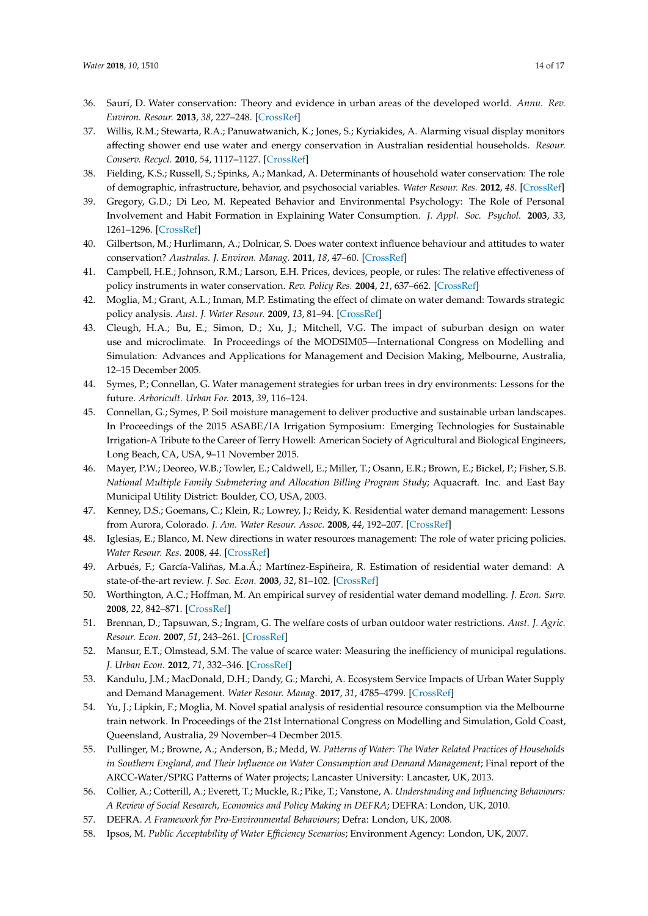36. Saurí, D. Water conservation: Theory and evidence in urban areas of the developed world. *Annu. Rev. Environ. Resour.* **2013**, *38*, 227–248. [CrossRef]
37. Willis, R.M.; Stewarta, R.A.; Panuwatwanich, K.; Jones, S.; Kyriakides, A. Alarming visual display monitors affecting shower end use water and energy conservation in Australian residential households. *Resour. Conserv. Recycl.* **2010**, *54*, 1117–1127. [CrossRef]
38. Fielding, K.S.; Russell, S.; Spinks, A.; Mankad, A. Determinants of household water conservation: The role of demographic, infrastructure, behavior, and psychosocial variables. *Water Resour. Res.* **2012**, *48*. [CrossRef]
39. Gregory, G.D.; Di Leo, M. Repeated Behavior and Environmental Psychology: The Role of Personal Involvement and Habit Formation in Explaining Water Consumption. *J. Appl. Soc. Psychol.* **2003**, *33*, 1261–1296. [CrossRef]
40. Gilbertson, M.; Hurlimann, A.; Dolnicar, S. Does water context influence behaviour and attitudes to water conservation? *Australas. J. Environ. Manag.* **2011**, *18*, 47–60. [CrossRef]
41. Campbell, H.E.; Johnson, R.M.; Larson, E.H. Prices, devices, people, or rules: The relative effectiveness of policy instruments in water conservation. *Rev. Policy Res.* **2004**, *21*, 637–662. [CrossRef]
42. Moglia, M.; Grant, A.L.; Inman, M.P. Estimating the effect of climate on water demand: Towards strategic policy analysis. *Aust. J. Water Resour.* **2009**, *13*, 81–94. [CrossRef]
43. Cleugh, H.A.; Bu, E.; Simon, D.; Xu, J.; Mitchell, V.G. The impact of suburban design on water use and microclimate. In Proceedings of the MODSIM05—International Congress on Modelling and Simulation: Advances and Applications for Management and Decision Making, Melbourne, Australia, 12–15 December 2005.
44. Symes, P.; Connellan, G. Water management strategies for urban trees in dry environments: Lessons for the future. *Arboricult. Urban For.* **2013**, *39*, 116–124.
45. Connellan, G.; Symes, P. Soil moisture management to deliver productive and sustainable urban landscapes. In Proceedings of the 2015 ASABE/IA Irrigation Symposium: Emerging Technologies for Sustainable Irrigation-A Tribute to the Career of Terry Howell: American Society of Agricultural and Biological Engineers, Long Beach, CA, USA, 9–11 November 2015.
46. Mayer, P.W.; Deoreo, W.B.; Towler, E.; Caldwell, E.; Miller, T.; Osann, E.R.; Brown, E.; Bickel, P.; Fisher, S.B. *National Multiple Family Submetering and Allocation Billing Program Study*; Aquacraft. Inc. and East Bay Municipal Utility District: Boulder, CO, USA, 2003.
47. Kenney, D.S.; Goemans, C.; Klein, R.; Lowrey, J.; Reidy, K. Residential water demand management: Lessons from Aurora, Colorado. *J. Am. Water Resour. Assoc.* **2008**, *44*, 192–207. [CrossRef]
48. Iglesias, E.; Blanco, M. New directions in water resources management: The role of water pricing policies. *Water Resour. Res.* **2008**, *44*. [CrossRef]
49. Arbués, F.; García-Valiñas, M.a.Á.; Martínez-Espiñeira, R. Estimation of residential water demand: A state-of-the-art review. *J. Soc. Econ.* **2003**, *32*, 81–102. [CrossRef]
50. Worthington, A.C.; Hoffman, M. An empirical survey of residential water demand modelling. *J. Econ. Surv.* **2008**, *22*, 842–871. [CrossRef]
51. Brennan, D.; Tapsuwan, S.; Ingram, G. The welfare costs of urban outdoor water restrictions. *Aust. J. Agric. Resour. Econ.* **2007**, *51*, 243–261. [CrossRef]
52. Mansur, E.T.; Olmstead, S.M. The value of scarce water: Measuring the inefficiency of municipal regulations. *J. Urban Econ.* **2012**, *71*, 332–346. [CrossRef]
53. Kandulu, J.M.; MacDonald, D.H.; Dandy, G.; Marchi, A. Ecosystem Service Impacts of Urban Water Supply and Demand Management. *Water Resour. Manag.* **2017**, *31*, 4785–4799. [CrossRef]
54. Yu, J.; Lipkin, F.; Moglia, M. Novel spatial analysis of residential resource consumption via the Melbourne train network. In Proceedings of the 21st International Congress on Modelling and Simulation, Gold Coast, Queensland, Australia, 29 November–4 Decmber 2015.
55. Pullinger, M.; Browne, A.; Anderson, B.; Medd, W. *Patterns of Water: The Water Related Practices of Households in Southern England, and Their Influence on Water Consumption and Demand Management*; Final report of the ARCC-Water/SPRG Patterns of Water projects; Lancaster University: Lancaster, UK, 2013.
56. Collier, A.; Cotterill, A.; Everett, T.; Muckle, R.; Pike, T.; Vanstone, A. *Understanding and Influencing Behaviours: A Review of Social Research, Economics and Policy Making in DEFRA*; DEFRA: London, UK, 2010.
57. DEFRA. *A Framework for Pro-Environmental Behaviours*; Defra: London, UK, 2008.
58. Ipsos, M. *Public Acceptability of Water Efficiency Scenarios*; Environment Agency: London, UK, 2007.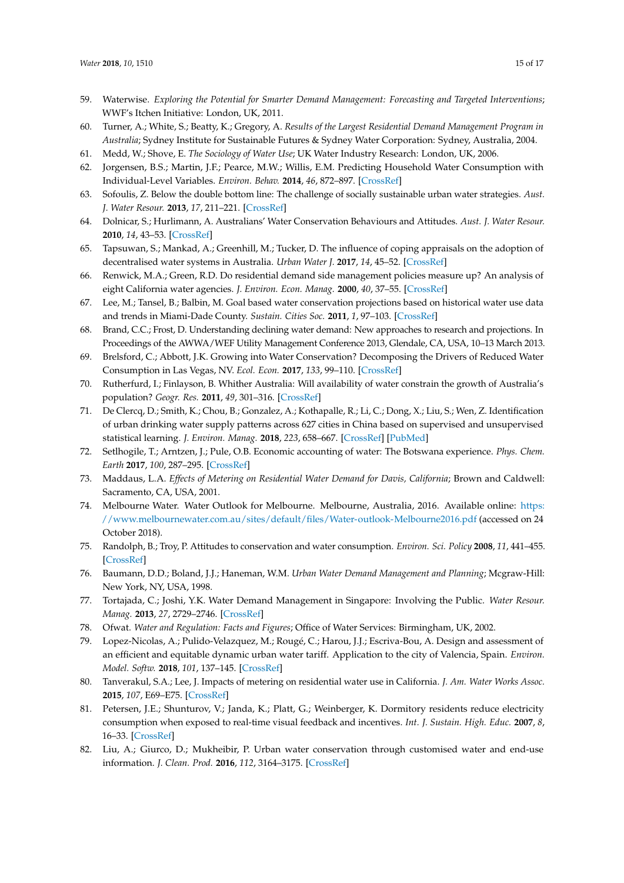59. Waterwise. *Exploring the Potential for Smarter Demand Management: Forecasting and Targeted Interventions*; WWF's Itchen Initiative: London, UK, 2011.
60. Turner, A.; White, S.; Beatty, K.; Gregory, A. *Results of the Largest Residential Demand Management Program in Australia*; Sydney Institute for Sustainable Futures & Sydney Water Corporation: Sydney, Australia, 2004.
61. Medd, W.; Shove, E. *The Sociology of Water Use*; UK Water Industry Research: London, UK, 2006.
62. Jorgensen, B.S.; Martin, J.F.; Pearce, M.W.; Willis, E.M. Predicting Household Water Consumption with Individual-Level Variables. *Environ. Behav.* **2014**, *46*, 872–897. [CrossRef]
63. Sofoulis, Z. Below the double bottom line: The challenge of socially sustainable urban water strategies. *Aust. J. Water Resour.* **2013**, *17*, 211–221. [CrossRef]
64. Dolnicar, S.; Hurlimann, A. Australians' Water Conservation Behaviours and Attitudes. *Aust. J. Water Resour.* **2010**, *14*, 43–53. [CrossRef]
65. Tapsuwan, S.; Mankad, A.; Greenhill, M.; Tucker, D. The influence of coping appraisals on the adoption of decentralised water systems in Australia. *Urban Water J.* **2017**, *14*, 45–52. [CrossRef]
66. Renwick, M.A.; Green, R.D. Do residential demand side management policies measure up? An analysis of eight California water agencies. *J. Environ. Econ. Manag.* **2000**, *40*, 37–55. [CrossRef]
67. Lee, M.; Tansel, B.; Balbin, M. Goal based water conservation projections based on historical water use data and trends in Miami-Dade County. *Sustain. Cities Soc.* **2011**, *1*, 97–103. [CrossRef]
68. Brand, C.C.; Frost, D. Understanding declining water demand: New approaches to research and projections. In Proceedings of the AWWA/WEF Utility Management Conference 2013, Glendale, CA, USA, 10–13 March 2013.
69. Brelsford, C.; Abbott, J.K. Growing into Water Conservation? Decomposing the Drivers of Reduced Water Consumption in Las Vegas, NV. *Ecol. Econ.* **2017**, *133*, 99–110. [CrossRef]
70. Rutherfurd, I.; Finlayson, B. Whither Australia: Will availability of water constrain the growth of Australia's population? *Geogr. Res.* **2011**, *49*, 301–316. [CrossRef]
71. De Clercq, D.; Smith, K.; Chou, B.; Gonzalez, A.; Kothapalle, R.; Li, C.; Dong, X.; Liu, S.; Wen, Z. Identification of urban drinking water supply patterns across 627 cities in China based on supervised and unsupervised statistical learning. *J. Environ. Manag.* **2018**, *223*, 658–667. [CrossRef] [PubMed]
72. Setlhogile, T.; Arntzen, J.; Pule, O.B. Economic accounting of water: The Botswana experience. *Phys. Chem. Earth* **2017**, *100*, 287–295. [CrossRef]
73. Maddaus, L.A. *Effects of Metering on Residential Water Demand for Davis, California*; Brown and Caldwell: Sacramento, CA, USA, 2001.
74. Melbourne Water. Water Outlook for Melbourne. Melbourne, Australia, 2016. Available online: https://www.melbournewater.com.au/sites/default/files/Water-outlook-Melbourne2016.pdf (accessed on 24 October 2018).
75. Randolph, B.; Troy, P. Attitudes to conservation and water consumption. *Environ. Sci. Policy* **2008**, *11*, 441–455. [CrossRef]
76. Baumann, D.D.; Boland, J.J.; Haneman, W.M. *Urban Water Demand Management and Planning*; Mcgraw-Hill: New York, NY, USA, 1998.
77. Tortajada, C.; Joshi, Y.K. Water Demand Management in Singapore: Involving the Public. *Water Resour. Manag.* **2013**, *27*, 2729–2746. [CrossRef]
78. Ofwat. *Water and Regulation: Facts and Figures*; Office of Water Services: Birmingham, UK, 2002.
79. Lopez-Nicolas, A.; Pulido-Velazquez, M.; Rougé, C.; Harou, J.J.; Escriva-Bou, A. Design and assessment of an efficient and equitable dynamic urban water tariff. Application to the city of Valencia, Spain. *Environ. Model. Softw.* **2018**, *101*, 137–145. [CrossRef]
80. Tanverakul, S.A.; Lee, J. Impacts of metering on residential water use in California. *J. Am. Water Works Assoc.* **2015**, *107*, E69–E75. [CrossRef]
81. Petersen, J.E.; Shunturov, V.; Janda, K.; Platt, G.; Weinberger, K. Dormitory residents reduce electricity consumption when exposed to real-time visual feedback and incentives. *Int. J. Sustain. High. Educ.* **2007**, *8*, 16–33. [CrossRef]
82. Liu, A.; Giurco, D.; Mukheibir, P. Urban water conservation through customised water and end-use information. *J. Clean. Prod.* **2016**, *112*, 3164–3175. [CrossRef]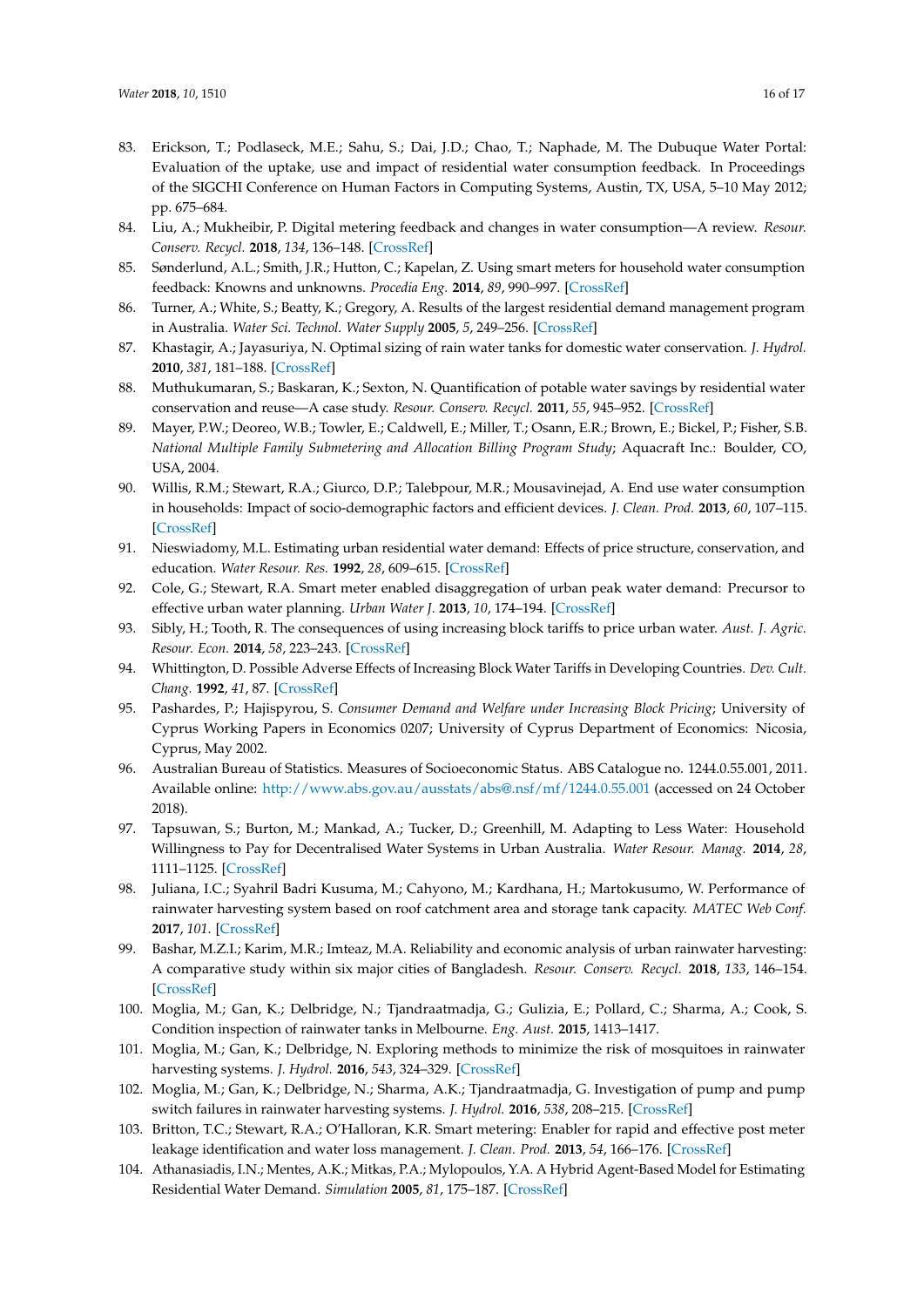83. Erickson, T.; Podlaseck, M.E.; Sahu, S.; Dai, J.D.; Chao, T.; Naphade, M. The Dubuque Water Portal: Evaluation of the uptake, use and impact of residential water consumption feedback. In Proceedings of the SIGCHI Conference on Human Factors in Computing Systems, Austin, TX, USA, 5–10 May 2012; pp. 675–684.
84. Liu, A.; Mukheibir, P. Digital metering feedback and changes in water consumption—A review. *Resour. Conserv. Recycl.* **2018**, *134*, 136–148. [CrossRef]
85. Sønderlund, A.L.; Smith, J.R.; Hutton, C.; Kapelan, Z. Using smart meters for household water consumption feedback: Knowns and unknowns. *Procedia Eng.* **2014**, *89*, 990–997. [CrossRef]
86. Turner, A.; White, S.; Beatty, K.; Gregory, A. Results of the largest residential demand management program in Australia. *Water Sci. Technol. Water Supply* **2005**, *5*, 249–256. [CrossRef]
87. Khastagir, A.; Jayasuriya, N. Optimal sizing of rain water tanks for domestic water conservation. *J. Hydrol.* **2010**, *381*, 181–188. [CrossRef]
88. Muthukumaran, S.; Baskaran, K.; Sexton, N. Quantification of potable water savings by residential water conservation and reuse—A case study. *Resour. Conserv. Recycl.* **2011**, *55*, 945–952. [CrossRef]
89. Mayer, P.W.; Deoreo, W.B.; Towler, E.; Caldwell, E.; Miller, T.; Osann, E.R.; Brown, E.; Bickel, P.; Fisher, S.B. *National Multiple Family Submetering and Allocation Billing Program Study*; Aquacraft Inc.: Boulder, CO, USA, 2004.
90. Willis, R.M.; Stewart, R.A.; Giurco, D.P.; Talebpour, M.R.; Mousavinejad, A. End use water consumption in households: Impact of socio-demographic factors and efficient devices. *J. Clean. Prod.* **2013**, *60*, 107–115. [CrossRef]
91. Nieswiadomy, M.L. Estimating urban residential water demand: Effects of price structure, conservation, and education. *Water Resour. Res.* **1992**, *28*, 609–615. [CrossRef]
92. Cole, G.; Stewart, R.A. Smart meter enabled disaggregation of urban peak water demand: Precursor to effective urban water planning. *Urban Water J.* **2013**, *10*, 174–194. [CrossRef]
93. Sibly, H.; Tooth, R. The consequences of using increasing block tariffs to price urban water. *Aust. J. Agric. Resour. Econ.* **2014**, *58*, 223–243. [CrossRef]
94. Whittington, D. Possible Adverse Effects of Increasing Block Water Tariffs in Developing Countries. *Dev. Cult. Chang.* **1992**, *41*, 87. [CrossRef]
95. Pashardes, P.; Hajispyrou, S. *Consumer Demand and Welfare under Increasing Block Pricing*; University of Cyprus Working Papers in Economics 0207; University of Cyprus Department of Economics: Nicosia, Cyprus, May 2002.
96. Australian Bureau of Statistics. Measures of Socioeconomic Status. ABS Catalogue no. 1244.0.55.001, 2011. Available online: http://www.abs.gov.au/ausstats/abs@.nsf/mf/1244.0.55.001 (accessed on 24 October 2018).
97. Tapsuwan, S.; Burton, M.; Mankad, A.; Tucker, D.; Greenhill, M. Adapting to Less Water: Household Willingness to Pay for Decentralised Water Systems in Urban Australia. *Water Resour. Manag.* **2014**, *28*, 1111–1125. [CrossRef]
98. Juliana, I.C.; Syahril Badri Kusuma, M.; Cahyono, M.; Kardhana, H.; Martokusumo, W. Performance of rainwater harvesting system based on roof catchment area and storage tank capacity. *MATEC Web Conf.* **2017**, *101*. [CrossRef]
99. Bashar, M.Z.I.; Karim, M.R.; Imteaz, M.A. Reliability and economic analysis of urban rainwater harvesting: A comparative study within six major cities of Bangladesh. *Resour. Conserv. Recycl.* **2018**, *133*, 146–154. [CrossRef]
100. Moglia, M.; Gan, K.; Delbridge, N.; Tjandraatmadja, G.; Gulizia, E.; Pollard, C.; Sharma, A.; Cook, S. Condition inspection of rainwater tanks in Melbourne. *Eng. Aust.* **2015**, 1413–1417.
101. Moglia, M.; Gan, K.; Delbridge, N. Exploring methods to minimize the risk of mosquitoes in rainwater harvesting systems. *J. Hydrol.* **2016**, *543*, 324–329. [CrossRef]
102. Moglia, M.; Gan, K.; Delbridge, N.; Sharma, A.K.; Tjandraatmadja, G. Investigation of pump and pump switch failures in rainwater harvesting systems. *J. Hydrol.* **2016**, *538*, 208–215. [CrossRef]
103. Britton, T.C.; Stewart, R.A.; O'Halloran, K.R. Smart metering: Enabler for rapid and effective post meter leakage identification and water loss management. *J. Clean. Prod.* **2013**, *54*, 166–176. [CrossRef]
104. Athanasiadis, I.N.; Mentes, A.K.; Mitkas, P.A.; Mylopoulos, Y.A. A Hybrid Agent-Based Model for Estimating Residential Water Demand. *Simulation* **2005**, *81*, 175–187. [CrossRef]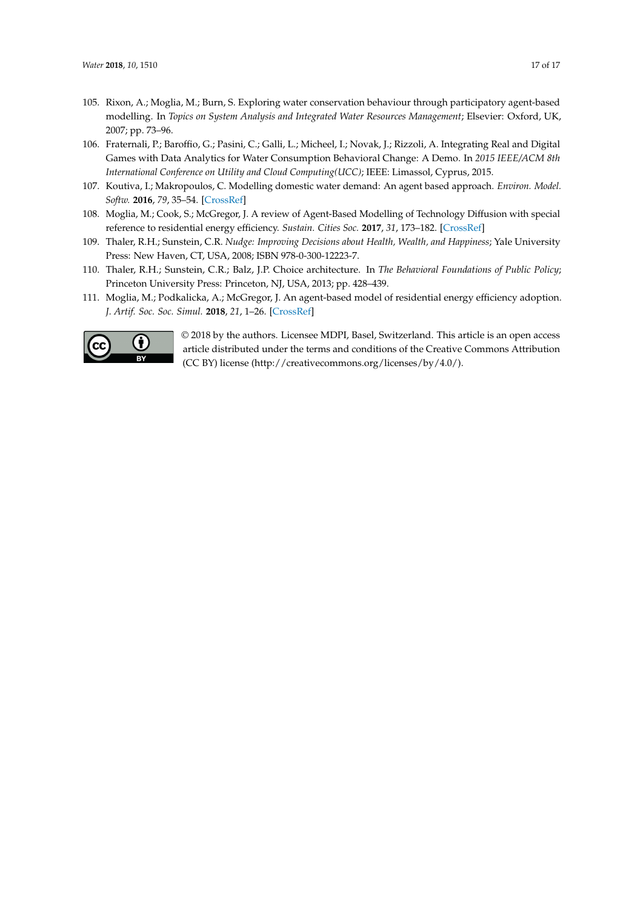105. Rixon, A.; Moglia, M.; Burn, S. Exploring water conservation behaviour through participatory agent-based modelling. In *Topics on System Analysis and Integrated Water Resources Management*; Elsevier: Oxford, UK, 2007; pp. 73–96.
106. Fraternali, P.; Baroffio, G.; Pasini, C.; Galli, L.; Micheel, I.; Novak, J.; Rizzoli, A. Integrating Real and Digital Games with Data Analytics for Water Consumption Behavioral Change: A Demo. In *2015 IEEE/ACM 8th International Conference on Utility and Cloud Computing(UCC)*; IEEE: Limassol, Cyprus, 2015.
107. Koutiva, I.; Makropoulos, C. Modelling domestic water demand: An agent based approach. *Environ. Model. Softw.* **2016**, *79*, 35–54. [CrossRef]
108. Moglia, M.; Cook, S.; McGregor, J. A review of Agent-Based Modelling of Technology Diffusion with special reference to residential energy efficiency. *Sustain. Cities Soc.* **2017**, *31*, 173–182. [CrossRef]
109. Thaler, R.H.; Sunstein, C.R. *Nudge: Improving Decisions about Health, Wealth, and Happiness*; Yale University Press: New Haven, CT, USA, 2008; ISBN 978-0-300-12223-7.
110. Thaler, R.H.; Sunstein, C.R.; Balz, J.P. Choice architecture. In *The Behavioral Foundations of Public Policy*; Princeton University Press: Princeton, NJ, USA, 2013; pp. 428–439.
111. Moglia, M.; Podkalicka, A.; McGregor, J. An agent-based model of residential energy efficiency adoption. *J. Artif. Soc. Soc. Simul.* **2018**, *21*, 1–26. [CrossRef]

© 2018 by the authors. Licensee MDPI, Basel, Switzerland. This article is an open access article distributed under the terms and conditions of the Creative Commons Attribution (CC BY) license (http://creativecommons.org/licenses/by/4.0/).